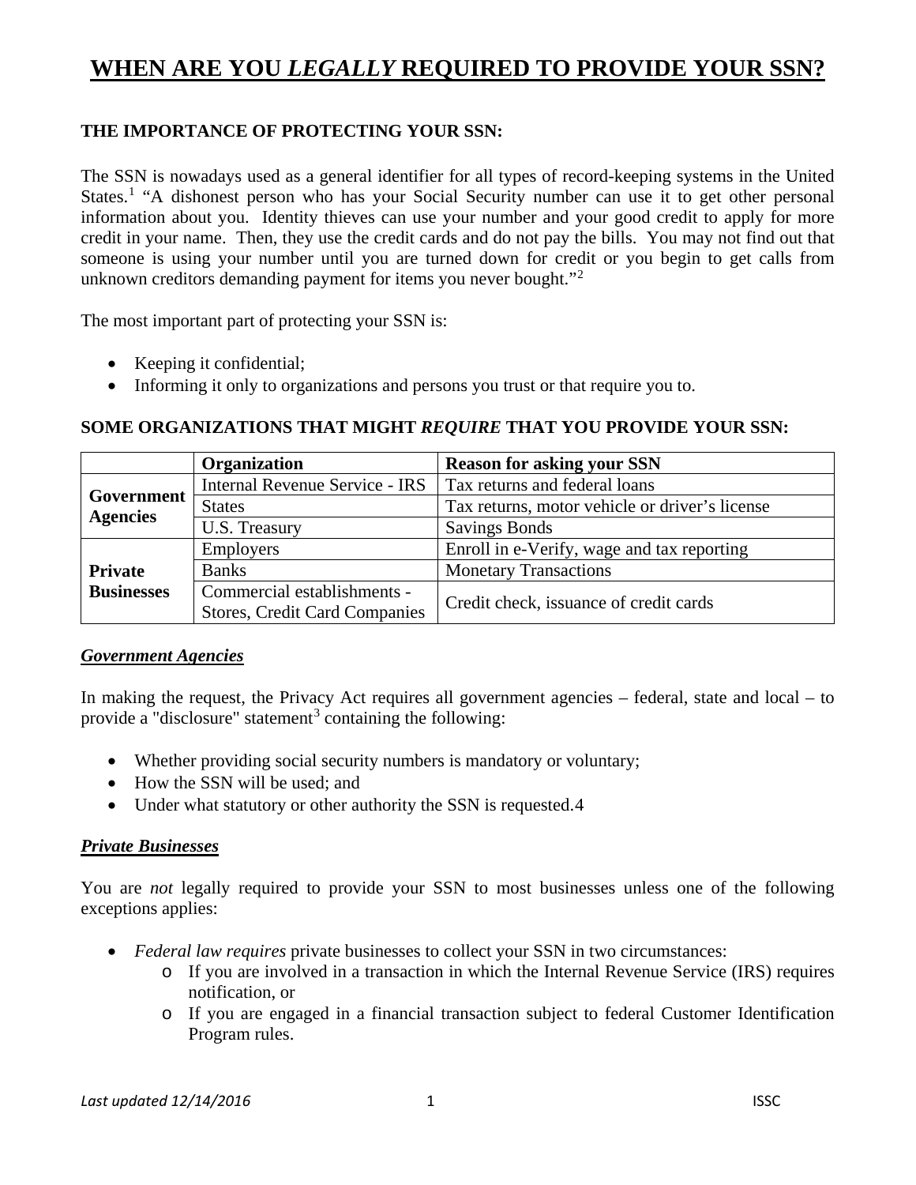# WHEN ARE YOU *LEGALLY* REQUIRED TO PROVIDE YOUR SSN?

**THE IMPORTANCE OF PROTECTING YOUR SSN:**

The SSN is nowadays used as a general identifier for all types of record-keeping systems in the United States.[1] "A dishonest person who has your Social Security number can use it to get other personal information about you. Identity thieves can use your number and your good credit to apply for more credit in your name. Then, they use the credit cards and do not pay the bills. You may not find out that someone is using your number until you are turned down for credit or you begin to get calls from unknown creditors demanding payment for items you never bought."[2]

The most important part of protecting your SSN is:

- Keeping it confidential;
- Informing it only to organizations and persons you trust or that require you to.

**SOME ORGANIZATIONS THAT MIGHT *REQUIRE* THAT YOU PROVIDE YOUR SSN:**

| | Organization | Reason for asking your SSN |
|---|---|---|
| **Government Agencies** | Internal Revenue Service - IRS | Tax returns and federal loans |
| | States | Tax returns, motor vehicle or driver's license |
| | U.S. Treasury | Savings Bonds |
| **Private Businesses** | Employers | Enroll in e-Verify, wage and tax reporting |
| | Banks | Monetary Transactions |
| | Commercial establishments - Stores, Credit Card Companies | Credit check, issuance of credit cards |

***Government Agencies***

In making the request, the Privacy Act requires all government agencies – federal, state and local – to provide a "disclosure" statement[3] containing the following:

- Whether providing social security numbers is mandatory or voluntary;
- How the SSN will be used; and
- Under what statutory or other authority the SSN is requested.4

***Private Businesses***

You are *not* legally required to provide your SSN to most businesses unless one of the following exceptions applies:

- *Federal law requires* private businesses to collect your SSN in two circumstances:
  - If you are involved in a transaction in which the Internal Revenue Service (IRS) requires notification, or
  - If you are engaged in a financial transaction subject to federal Customer Identification Program rules.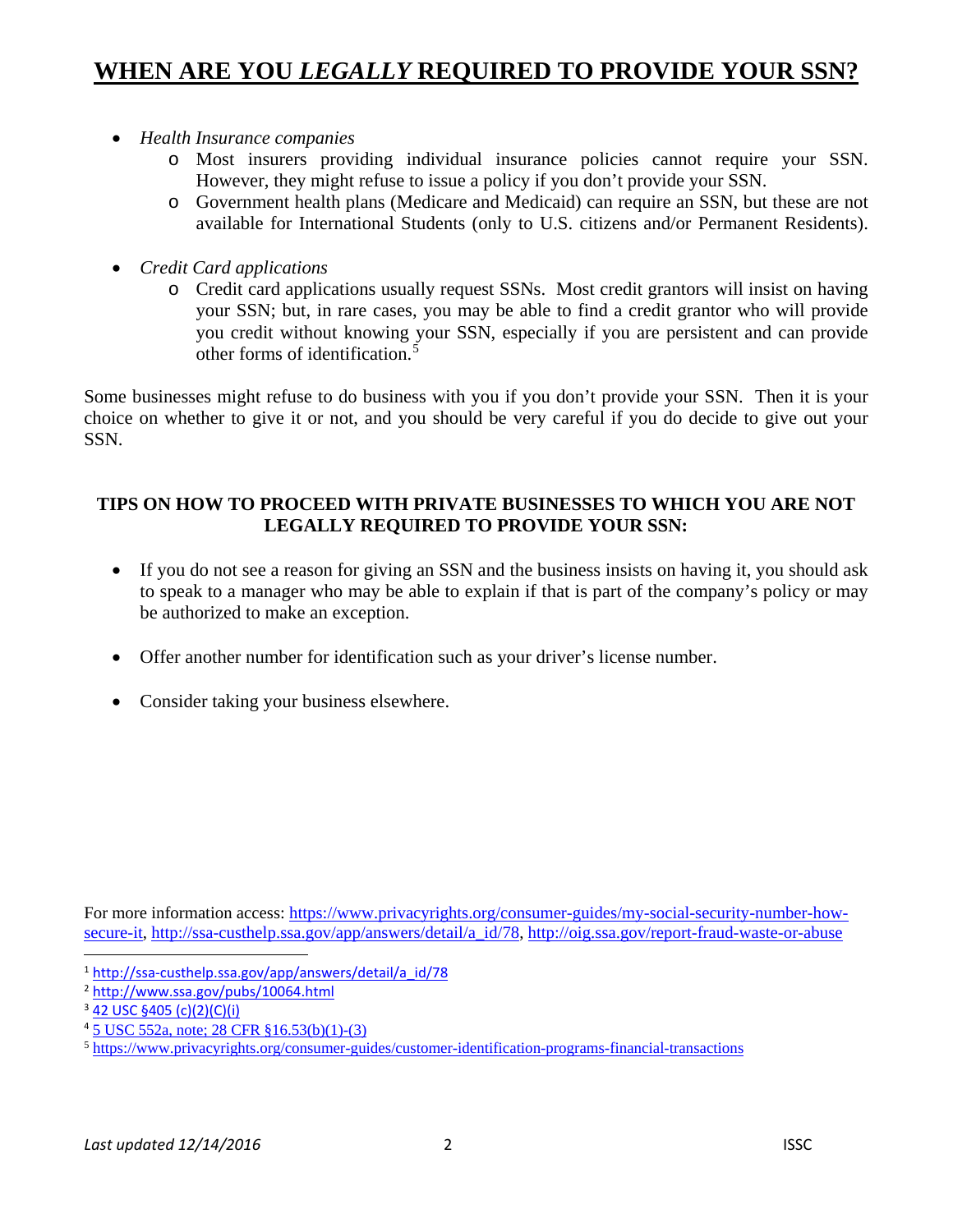# WHEN ARE YOU *LEGALLY* REQUIRED TO PROVIDE YOUR SSN?

- *Health Insurance companies*
    - Most insurers providing individual insurance policies cannot require your SSN. However, they might refuse to issue a policy if you don't provide your SSN.
    - Government health plans (Medicare and Medicaid) can require an SSN, but these are not available for International Students (only to U.S. citizens and/or Permanent Residents).

- *Credit Card applications*
    - Credit card applications usually request SSNs. Most credit grantors will insist on having your SSN; but, in rare cases, you may be able to find a credit grantor who will provide you credit without knowing your SSN, especially if you are persistent and can provide other forms of identification.[5]

Some businesses might refuse to do business with you if you don't provide your SSN. Then it is your choice on whether to give it or not, and you should be very careful if you do decide to give out your SSN.

### TIPS ON HOW TO PROCEED WITH PRIVATE BUSINESSES TO WHICH YOU ARE NOT LEGALLY REQUIRED TO PROVIDE YOUR SSN:

- If you do not see a reason for giving an SSN and the business insists on having it, you should ask to speak to a manager who may be able to explain if that is part of the company's policy or may be authorized to make an exception.

- Offer another number for identification such as your driver's license number.

- Consider taking your business elsewhere.

For more information access: https://www.privacyrights.org/consumer-guides/my-social-security-number-how-secure-it, http://ssa-custhelp.ssa.gov/app/answers/detail/a_id/78, http://oig.ssa.gov/report-fraud-waste-or-abuse

---

[1] http://ssa-custhelp.ssa.gov/app/answers/detail/a_id/78

[2] http://www.ssa.gov/pubs/10064.html

[3] 42 USC §405 (c)(2)(C)(i)

[4] 5 USC 552a, note; 28 CFR §16.53(b)(1)-(3)

[5] https://www.privacyrights.org/consumer-guides/customer-identification-programs-financial-transactions

*Last updated 12/14/2016*